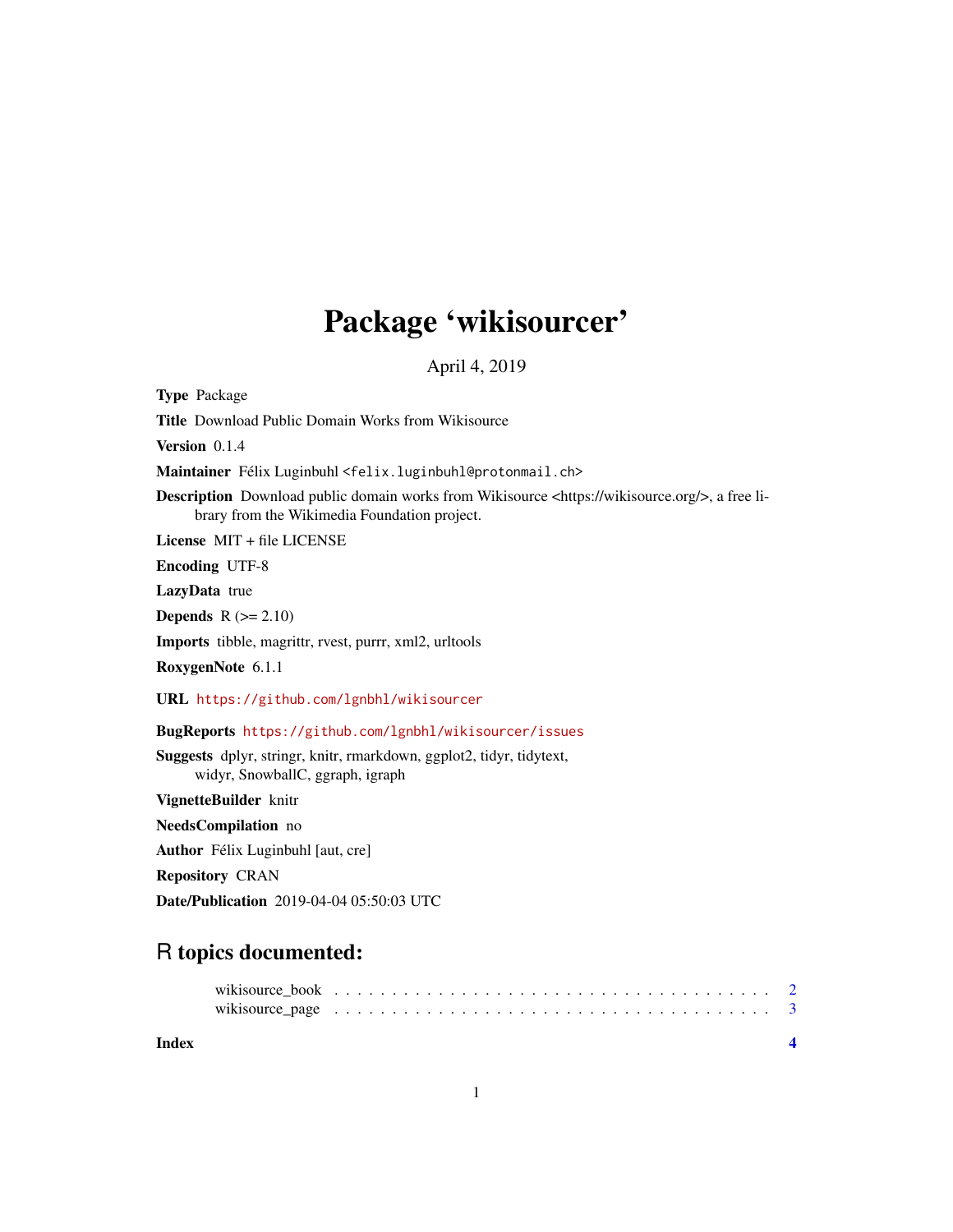# Package 'wikisourcer'

April 4, 2019

**Type** Package

**Title** Download Public Domain Works from Wikisource

**Version** 0.1.4

**Maintainer** Félix Luginbuhl <felix.luginbuhl@protonmail.ch>

**Description** Download public domain works from Wikisource <https://wikisource.org/>, a free library from the Wikimedia Foundation project.

**License** MIT + file LICENSE

**Encoding** UTF-8

**LazyData** true

**Depends** R (>= 2.10)

**Imports** tibble, magrittr, rvest, purrr, xml2, urltools

**RoxygenNote** 6.1.1

**URL** https://github.com/lgnbhl/wikisourcer

**BugReports** https://github.com/lgnbhl/wikisourcer/issues

**Suggests** dplyr, stringr, knitr, rmarkdown, ggplot2, tidyr, tidytext, widyr, SnowballC, ggraph, igraph

**VignetteBuilder** knitr

**NeedsCompilation** no

**Author** Félix Luginbuhl [aut, cre]

**Repository** CRAN

**Date/Publication** 2019-04-04 05:50:03 UTC

## R topics documented:

- wikisource_book . . . . . . . . . . . . . . . . . . . . . . . . . . . . . . . . . . . . 2
- wikisource_page . . . . . . . . . . . . . . . . . . . . . . . . . . . . . . . . . . . . 3

**Index** **4**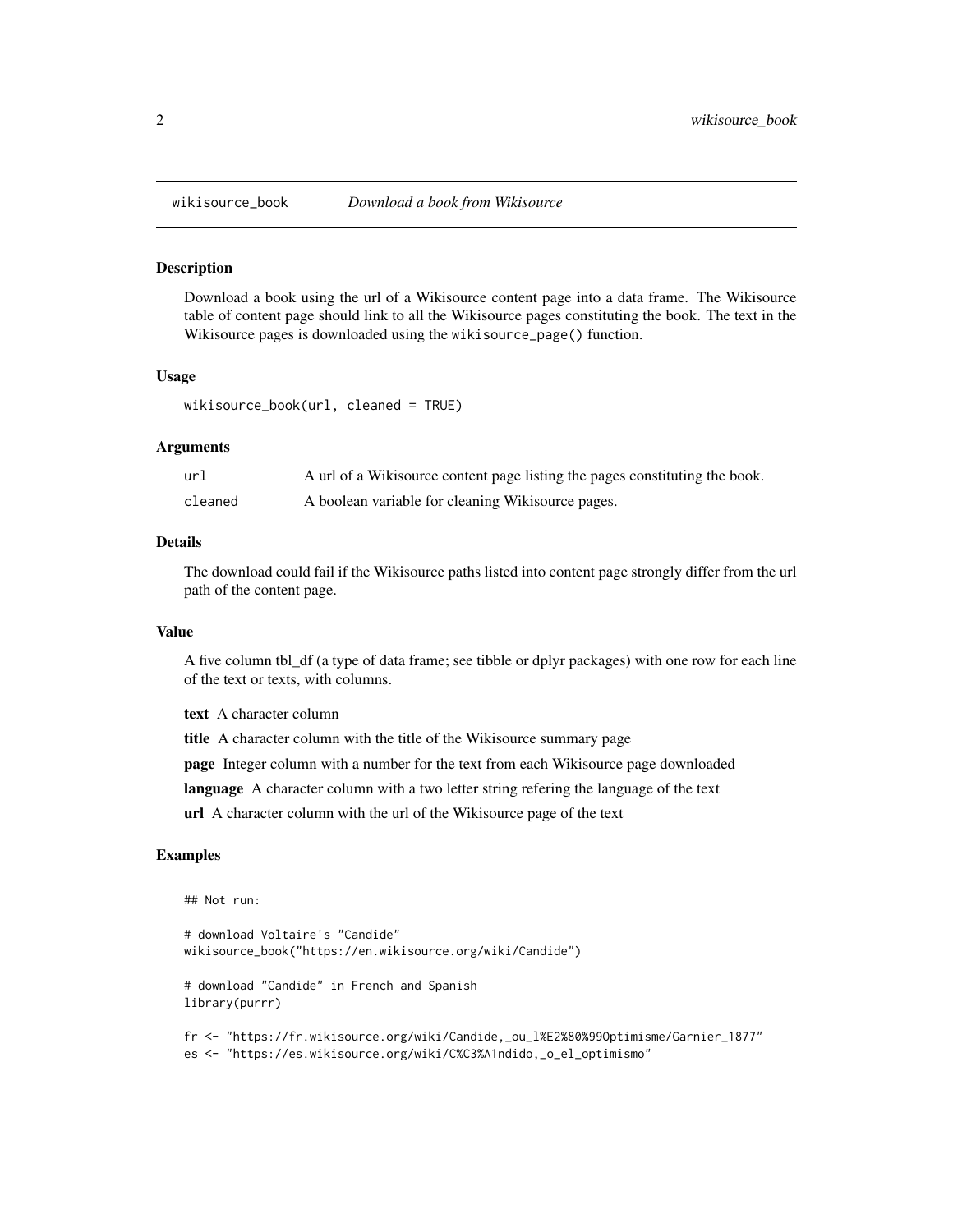wikisource_book *Download a book from Wikisource*

## Description

Download a book using the url of a Wikisource content page into a data frame. The Wikisource table of content page should link to all the Wikisource pages constituting the book. The text in the Wikisource pages is downloaded using the `wikisource_page()` function.

## Usage

```
wikisource_book(url, cleaned = TRUE)
```

## Arguments

| | |
|---|---|
| url | A url of a Wikisource content page listing the pages constituting the book. |
| cleaned | A boolean variable for cleaning Wikisource pages. |

## Details

The download could fail if the Wikisource paths listed into content page strongly differ from the url path of the content page.

## Value

A five column tbl_df (a type of data frame; see tibble or dplyr packages) with one row for each line of the text or texts, with columns.

**text** A character column

**title** A character column with the title of the Wikisource summary page

**page** Integer column with a number for the text from each Wikisource page downloaded

**language** A character column with a two letter string refering the language of the text

**url** A character column with the url of the Wikisource page of the text

## Examples

```
## Not run:

# download Voltaire's "Candide"
wikisource_book("https://en.wikisource.org/wiki/Candide")

# download "Candide" in French and Spanish
library(purrr)

fr <- "https://fr.wikisource.org/wiki/Candide,_ou_l%E2%80%99Optimisme/Garnier_1877"
es <- "https://es.wikisource.org/wiki/C%C3%A1ndido,_o_el_optimismo"
```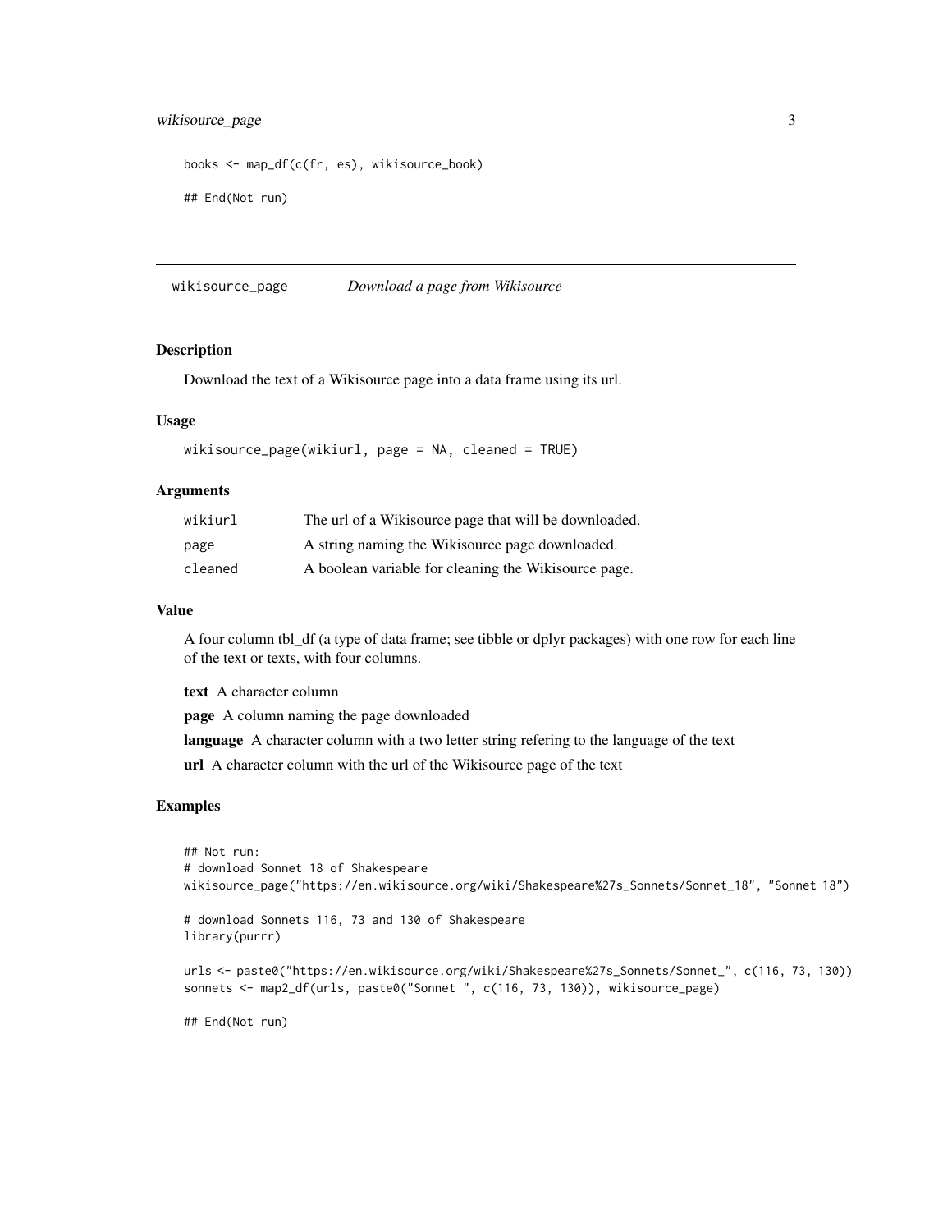```
books <- map_df(c(fr, es), wikisource_book)

## End(Not run)
```

---

## wikisource_page — *Download a page from Wikisource*

### Description

Download the text of a Wikisource page into a data frame using its url.

### Usage

```
wikisource_page(wikiurl, page = NA, cleaned = TRUE)
```

### Arguments

| | |
|---|---|
| wikiurl | The url of a Wikisource page that will be downloaded. |
| page | A string naming the Wikisource page downloaded. |
| cleaned | A boolean variable for cleaning the Wikisource page. |

### Value

A four column tbl_df (a type of data frame; see tibble or dplyr packages) with one row for each line of the text or texts, with four columns.

**text** A character column

**page** A column naming the page downloaded

**language** A character column with a two letter string refering to the language of the text

**url** A character column with the url of the Wikisource page of the text

### Examples

```
## Not run:
# download Sonnet 18 of Shakespeare
wikisource_page("https://en.wikisource.org/wiki/Shakespeare%27s_Sonnets/Sonnet_18", "Sonnet 18")

# download Sonnets 116, 73 and 130 of Shakespeare
library(purrr)

urls <- paste0("https://en.wikisource.org/wiki/Shakespeare%27s_Sonnets/Sonnet_", c(116, 73, 130))
sonnets <- map2_df(urls, paste0("Sonnet ", c(116, 73, 130)), wikisource_page)

## End(Not run)
```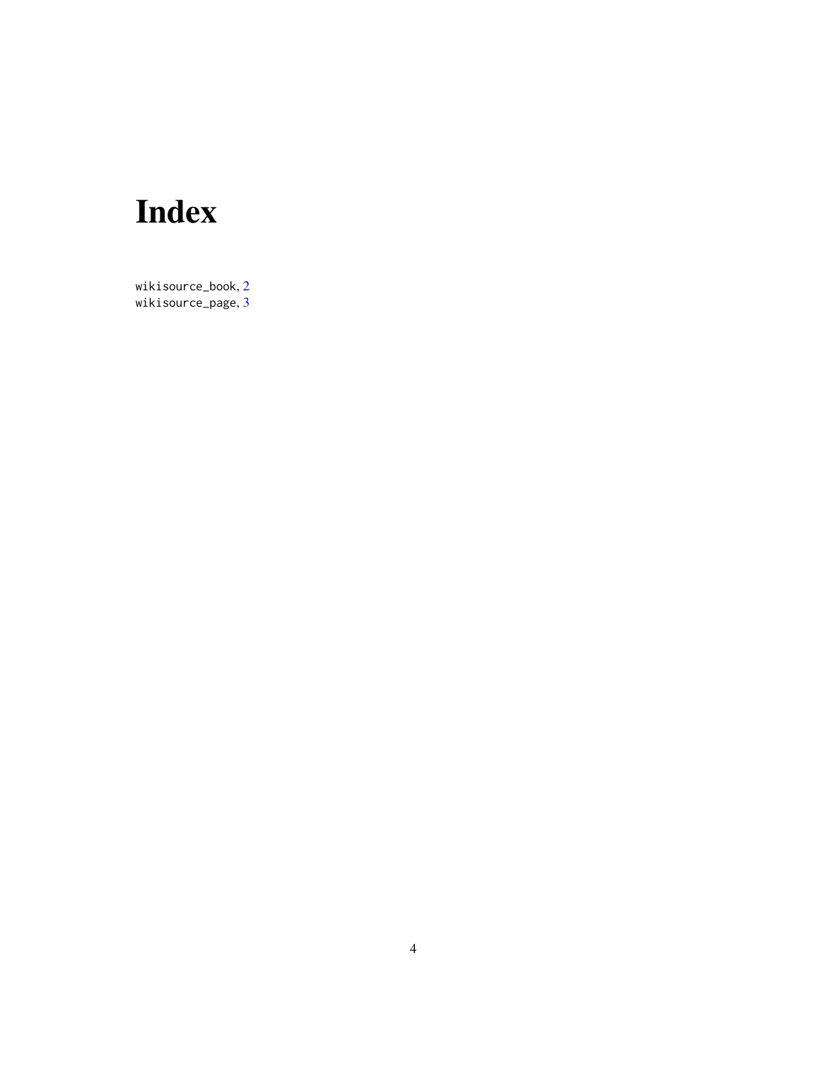# Index

wikisource_book, 2
wikisource_page, 3